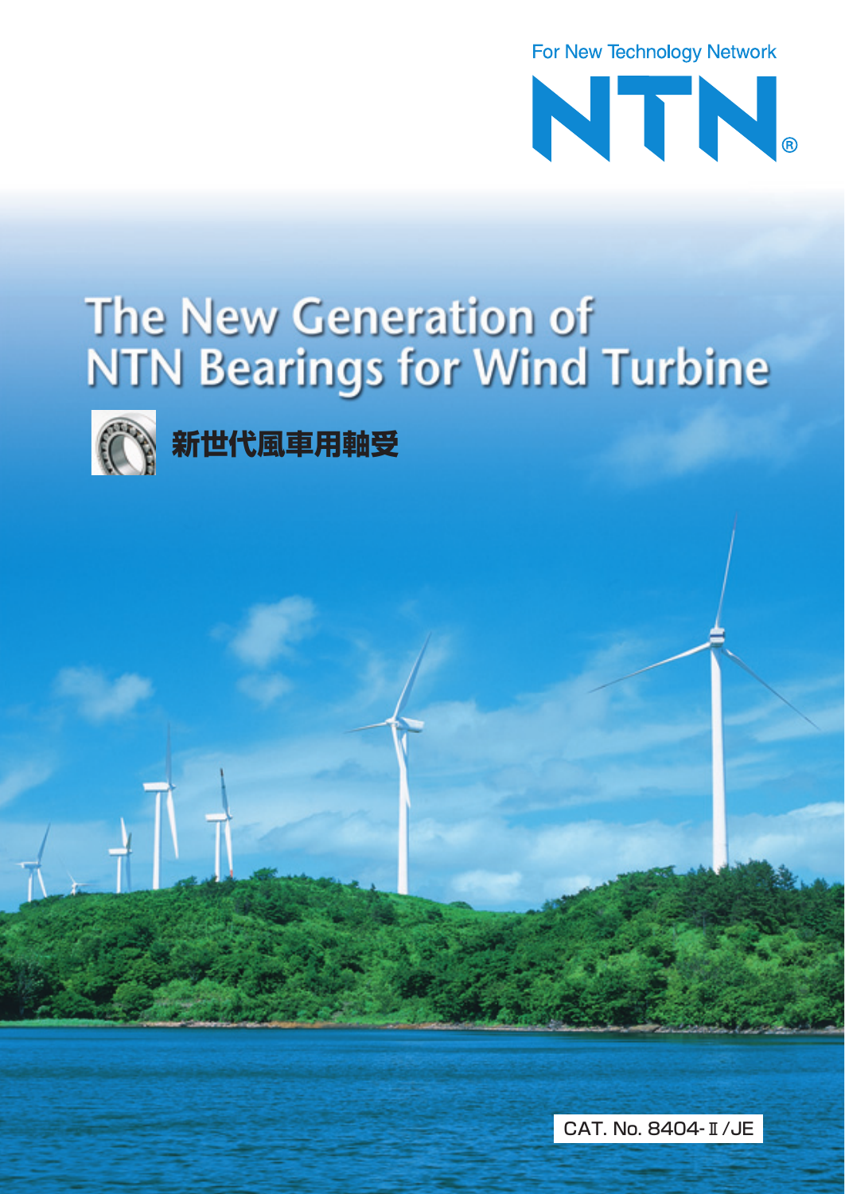For New Technology Network

NTN®

# The New Generation of NTN Bearings for Wind Turbine

## 新世代風車用軸受

CAT. No. 8404-Ⅱ/JE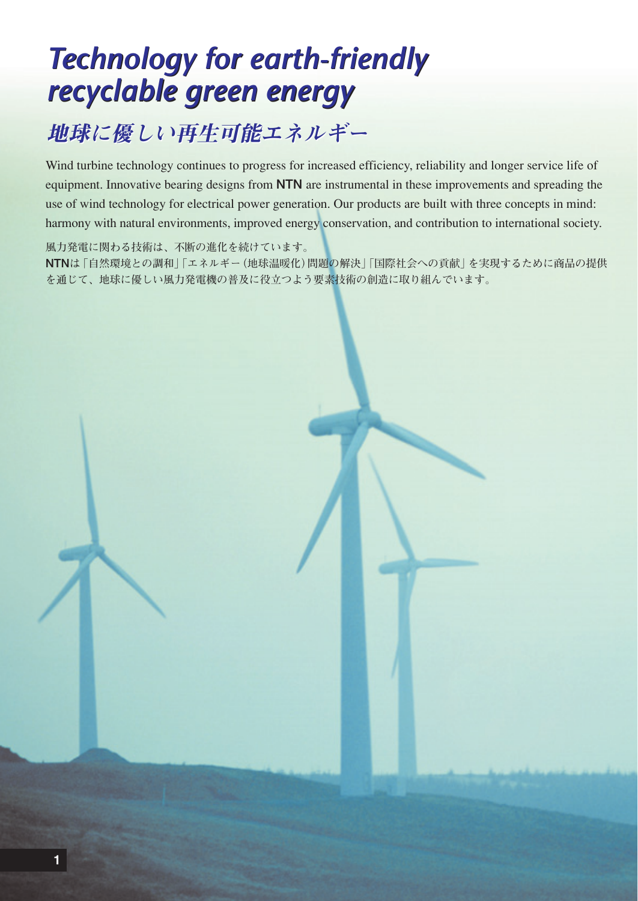# Technology for earth-friendly recyclable green energy

## 地球に優しい再生可能エネルギー

Wind turbine technology continues to progress for increased efficiency, reliability and longer service life of equipment. Innovative bearing designs from **NTN** are instrumental in these improvements and spreading the use of wind technology for electrical power generation. Our products are built with three concepts in mind: harmony with natural environments, improved energy conservation, and contribution to international society.

風力発電に関わる技術は、不断の進化を続けています。
**NTN**は「自然環境との調和」「エネルギー（地球温暖化）問題の解決」「国際社会への貢献」を実現するために商品の提供を通じて、地球に優しい風力発電機の普及に役立つよう要素技術の創造に取り組んでいます。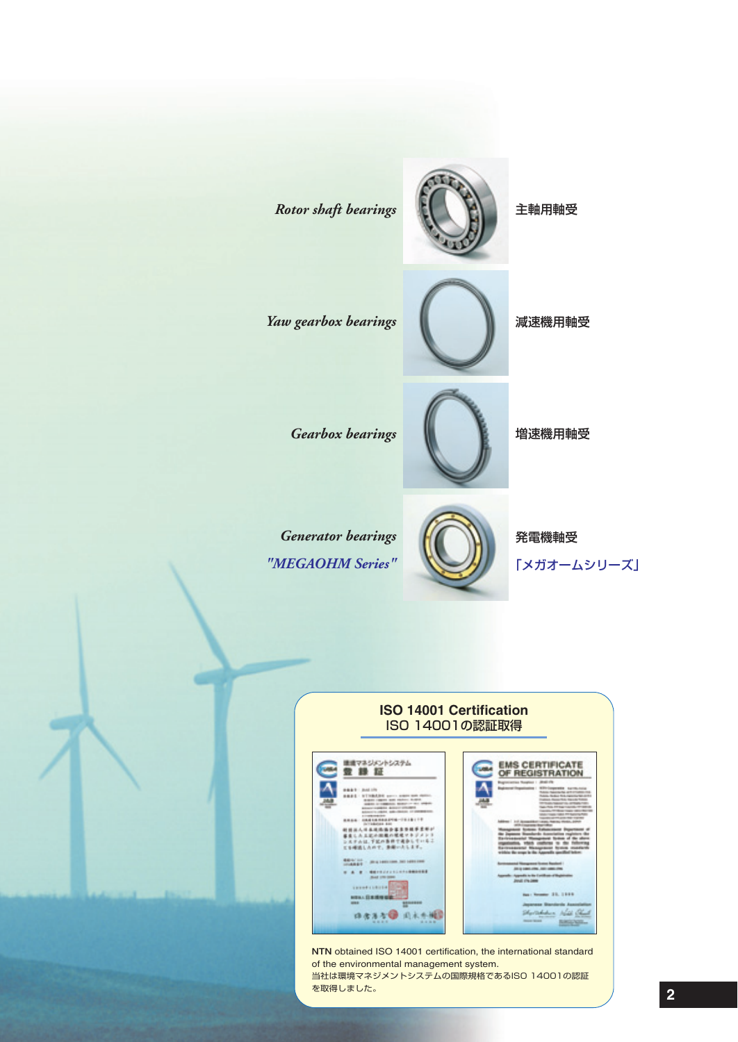*Rotor shaft bearings* 主軸用軸受

*Yaw gearbox bearings* 減速機用軸受

*Gearbox bearings* 増速機用軸受

*Generator bearings* 発電機軸受

*"MEGAOHM Series"* 「メガオームシリーズ」

## ISO 14001 Certification
## ISO 14001の認証取得

**NTN** obtained ISO 14001 certification, the international standard of the environmental management system.

当社は環境マネジメントシステムの国際規格であるISO 14001の認証を取得しました。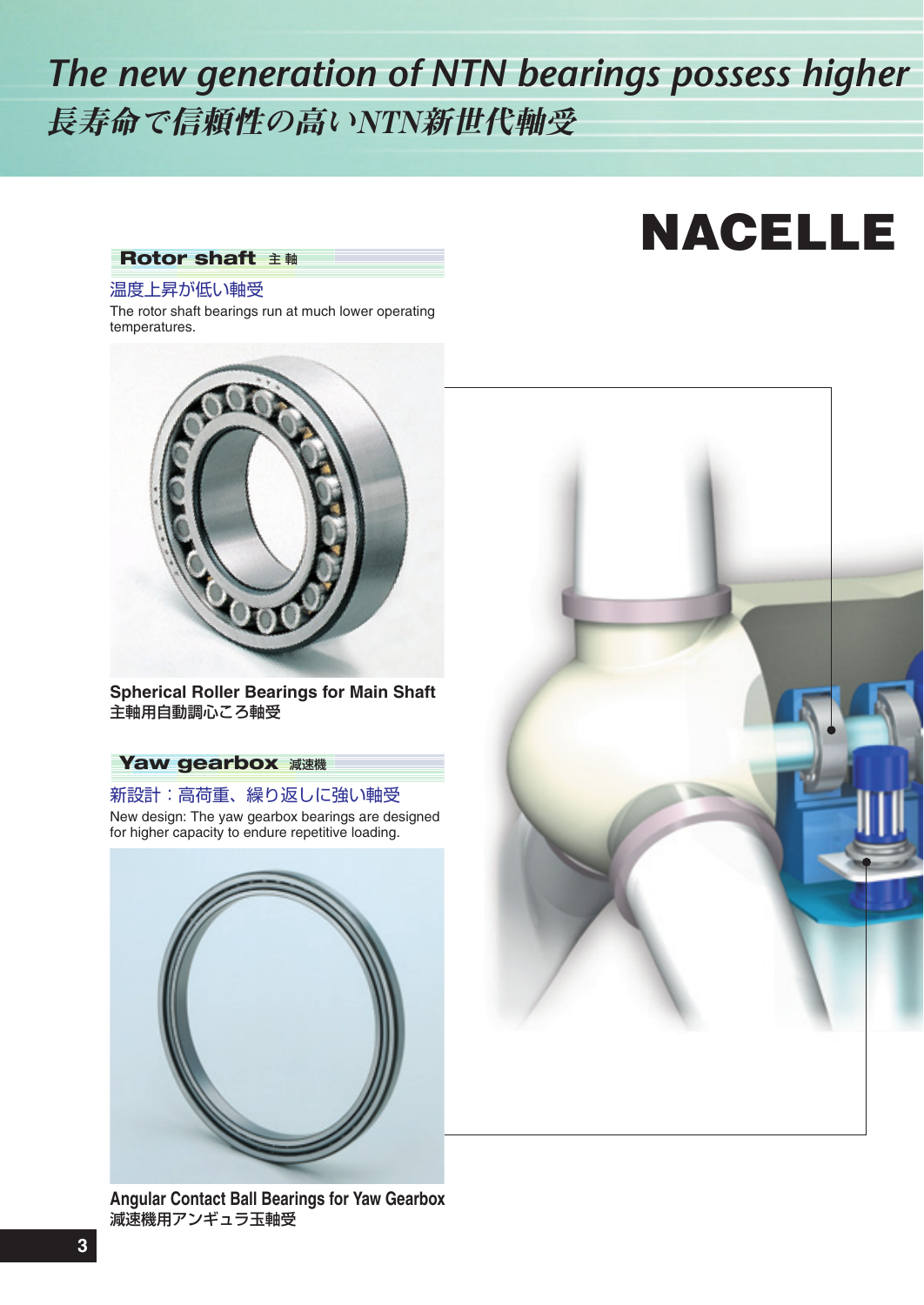# The new generation of NTN bearings possess higher

# 長寿命で信頼性の高いNTN新世代軸受

# NACELLE

## Rotor shaft 主軸

温度上昇が低い軸受

The rotor shaft bearings run at much lower operating temperatures.

**Spherical Roller Bearings for Main Shaft**
**主軸用自動調心ころ軸受**

## Yaw gearbox 減速機

新設計：高荷重、繰り返しに強い軸受

New design: The yaw gearbox bearings are designed for higher capacity to endure repetitive loading.

**Angular Contact Ball Bearings for Yaw Gearbox**
**減速機用アンギュラ玉軸受**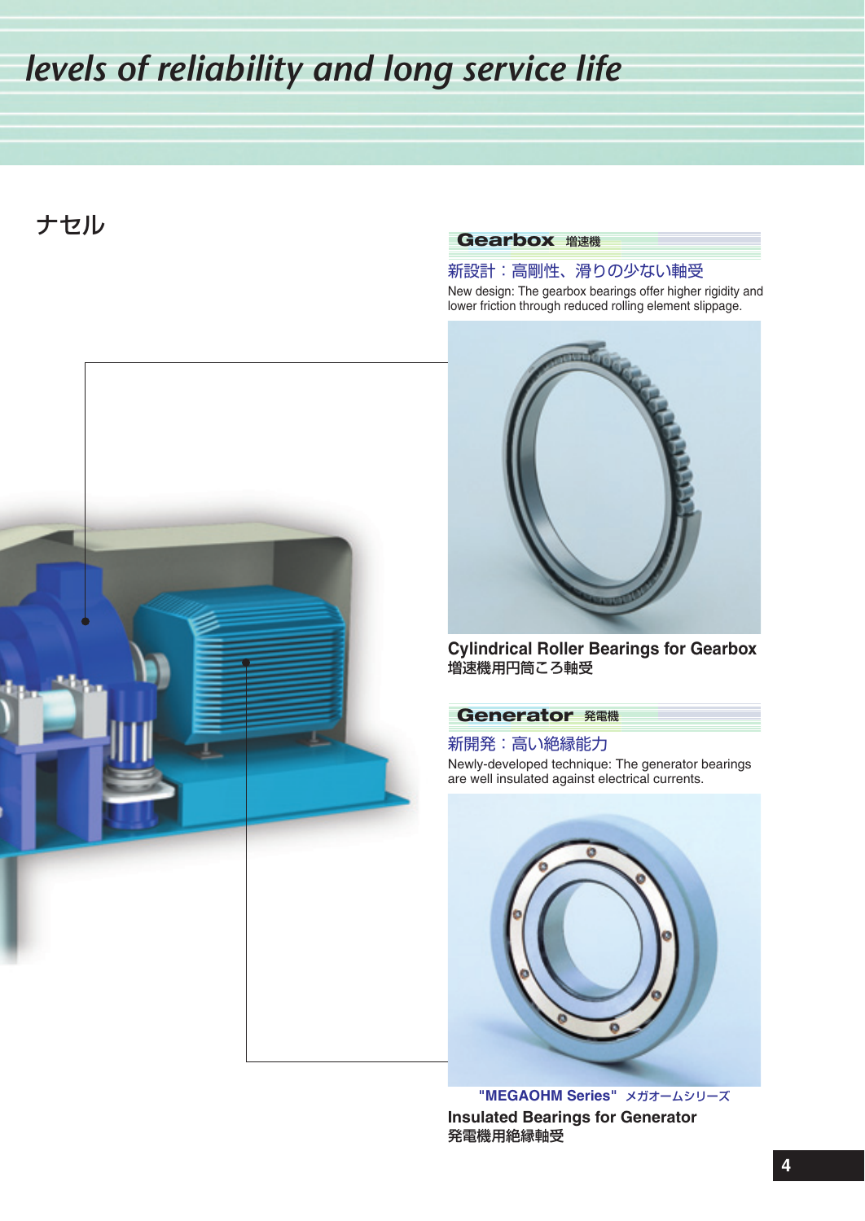# levels of reliability and long service life

ナセル

## Gearbox 増速機

新設計：高剛性、滑りの少ない軸受

New design: The gearbox bearings offer higher rigidity and lower friction through reduced rolling element slippage.

**Cylindrical Roller Bearings for Gearbox**
**増速機用円筒ころ軸受**

## Generator 発電機

新開発：高い絶縁能力

Newly-developed technique: The generator bearings are well insulated against electrical currents.

**"MEGAOHM Series"** メガオームシリーズ

**Insulated Bearings for Generator**
**発電機用絶縁軸受**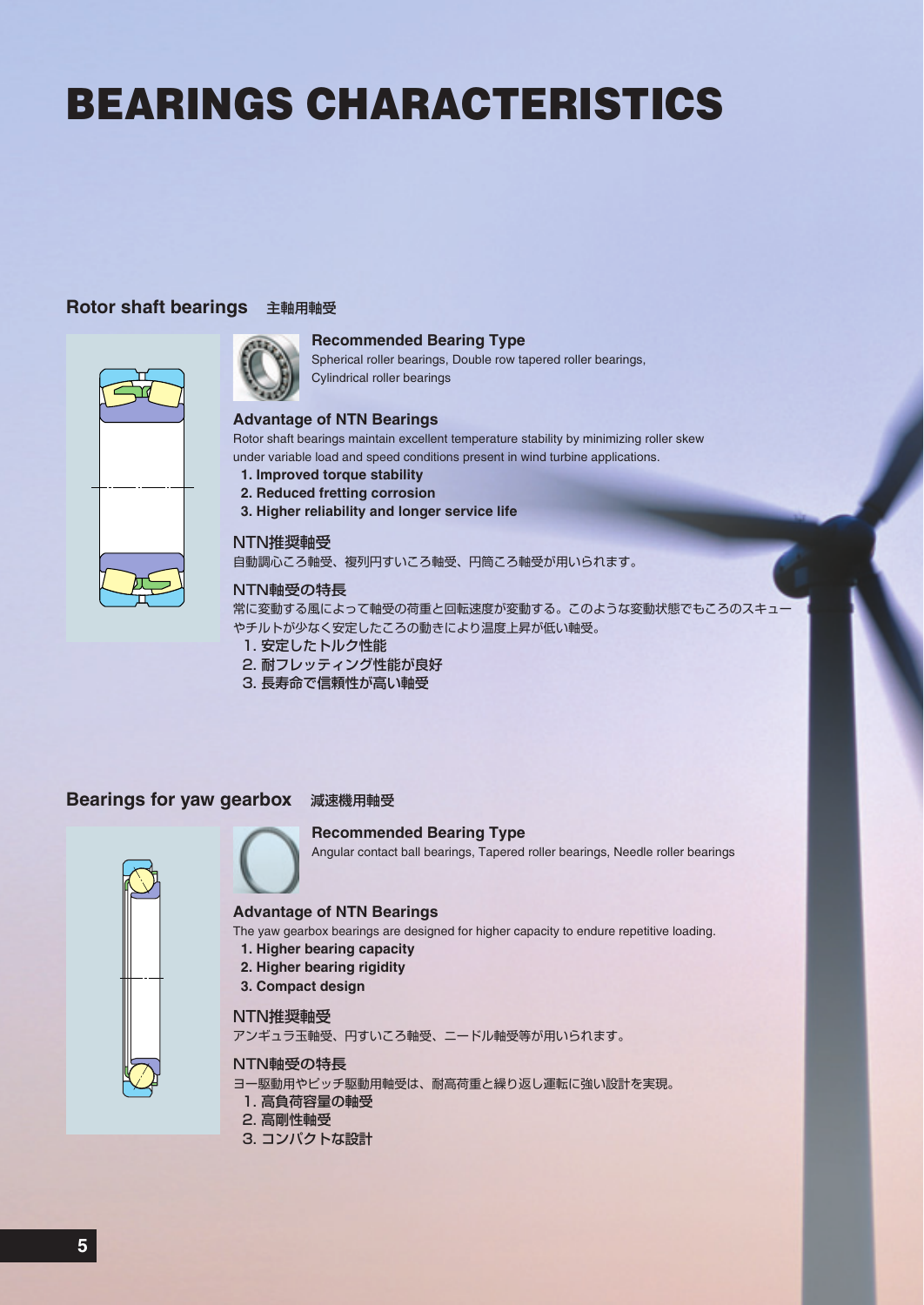# BEARINGS CHARACTERISTICS

## Rotor shaft bearings 主軸用軸受

### Recommended Bearing Type

Spherical roller bearings, Double row tapered roller bearings, Cylindrical roller bearings

### Advantage of NTN Bearings

Rotor shaft bearings maintain excellent temperature stability by minimizing roller skew under variable load and speed conditions present in wind turbine applications.

1. **Improved torque stability**
2. **Reduced fretting corrosion**
3. **Higher reliability and longer service life**

### NTN推奨軸受

自動調心ころ軸受、複列円すいころ軸受、円筒ころ軸受が用いられます。

### NTN軸受の特長

常に変動する風によって軸受の荷重と回転速度が変動する。このような変動状態でもころのスキューやチルトが少なく安定したころの動きにより温度上昇が低い軸受。

1. 安定したトルク性能
2. 耐フレッティング性能が良好
3. 長寿命で信頼性が高い軸受

## Bearings for yaw gearbox 減速機用軸受

### Recommended Bearing Type

Angular contact ball bearings, Tapered roller bearings, Needle roller bearings

### Advantage of NTN Bearings

The yaw gearbox bearings are designed for higher capacity to endure repetitive loading.

1. **Higher bearing capacity**
2. **Higher bearing rigidity**
3. **Compact design**

### NTN推奨軸受

アンギュラ玉軸受、円すいころ軸受、ニードル軸受等が用いられます。

### NTN軸受の特長

ヨー駆動用やピッチ駆動用軸受は、耐高荷重と繰り返し運転に強い設計を実現。

1. 高負荷容量の軸受
2. 高剛性軸受
3. コンパクトな設計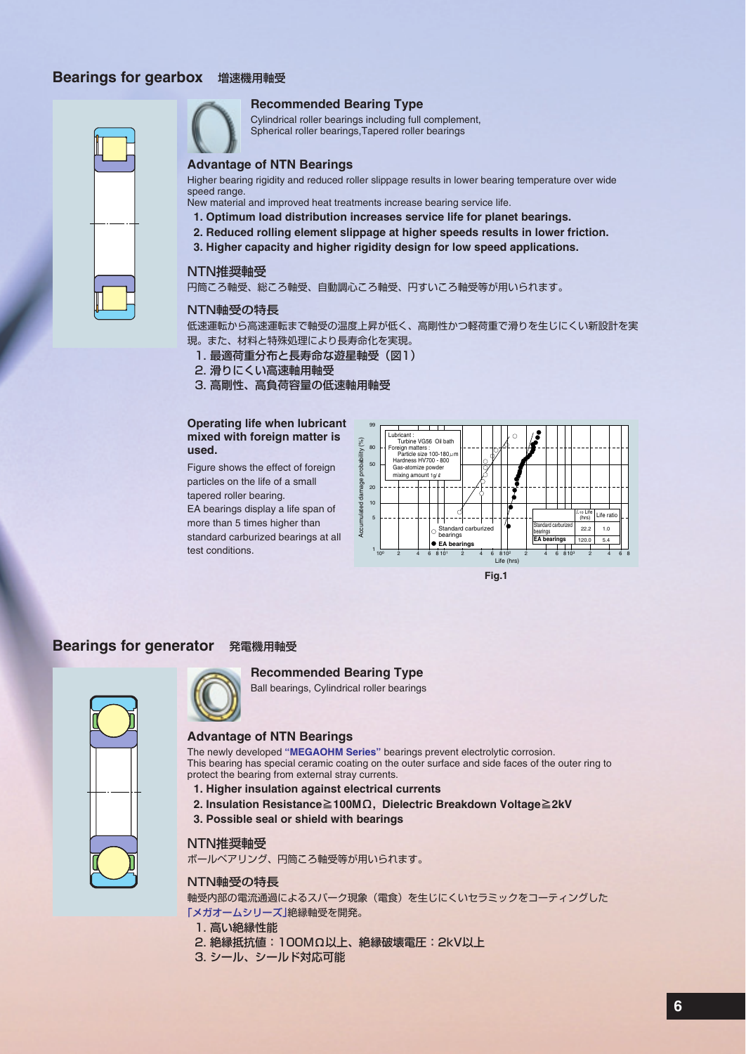## Bearings for gearbox　増速機用軸受

### Recommended Bearing Type

Cylindrical roller bearings including full complement,
Spherical roller bearings,Tapered roller bearings

### Advantage of NTN Bearings

Higher bearing rigidity and reduced roller slippage results in lower bearing temperature over wide speed range.
New material and improved heat treatments increase bearing service life.

1. **Optimum load distribution increases service life for planet bearings.**
2. **Reduced rolling element slippage at higher speeds results in lower friction.**
3. **Higher capacity and higher rigidity design for low speed applications.**

### NTN推奨軸受

円筒ころ軸受、総ころ軸受、自動調心ころ軸受、円すいころ軸受等が用いられます。

### NTN軸受の特長

低速運転から高速運転まで軸受の温度上昇が低く、高剛性かつ軽荷重で滑りを生じにくい新設計を実現。また、材料と特殊処理により長寿命化を実現。

1. 最適荷重分布と長寿命な遊星軸受（図1）
2. 滑りにくい高速軸用軸受
3. 高剛性、高負荷容量の低速軸用軸受

**Operating life when lubricant mixed with foreign matter is used.**

Figure shows the effect of foreign particles on the life of a small tapered roller bearing.
EA bearings display a life span of more than 5 times higher than standard carburized bearings at all test conditions.

Lubricant : Turbine VG56 Oil bath
Foreign matters : Particle size 100-180 μm
Hardness HV700 - 800
Gas-atomize powder
mixing amount 1g/ℓ

Accumulated damage probability (%)
99
80
50
20
10
5
1

Life (hrs)
$10^0$ 2 4 6 8 $10^1$ 2 4 6 8 $10^2$ 2 4 6 8 $10^3$ 2 4 6 8

○ Standard carburized bearings
● EA bearings

| | $L_{10}$ Life (hrs) | Life ratio |
|---|---|---|
| Standard carburized bearings | 22.2 | 1.0 |
| EA bearings | 120.0 | 5.4 |

Fig.1

## Bearings for generator　発電機用軸受

### Recommended Bearing Type

Ball bearings, Cylindrical roller bearings

### Advantage of NTN Bearings

The newly developed **"MEGAOHM Series"** bearings prevent electrolytic corrosion.
This bearing has special ceramic coating on the outer surface and side faces of the outer ring to protect the bearing from external stray currents.

1. **Higher insulation against electrical currents**
2. **Insulation Resistance≧100MΩ, Dielectric Breakdown Voltage≧2kV**
3. **Possible seal or shield with bearings**

### NTN推奨軸受

ボールベアリング、円筒ころ軸受等が用いられます。

### NTN軸受の特長

軸受内部の電流通過によるスパーク現象（電食）を生じにくいセラミックをコーティングした「メガオームシリーズ」絶縁軸受を開発。

1. 高い絶縁性能
2. 絶縁抵抗値：100MΩ以上、絶縁破壊電圧：2kV以上
3. シール、シールド対応可能